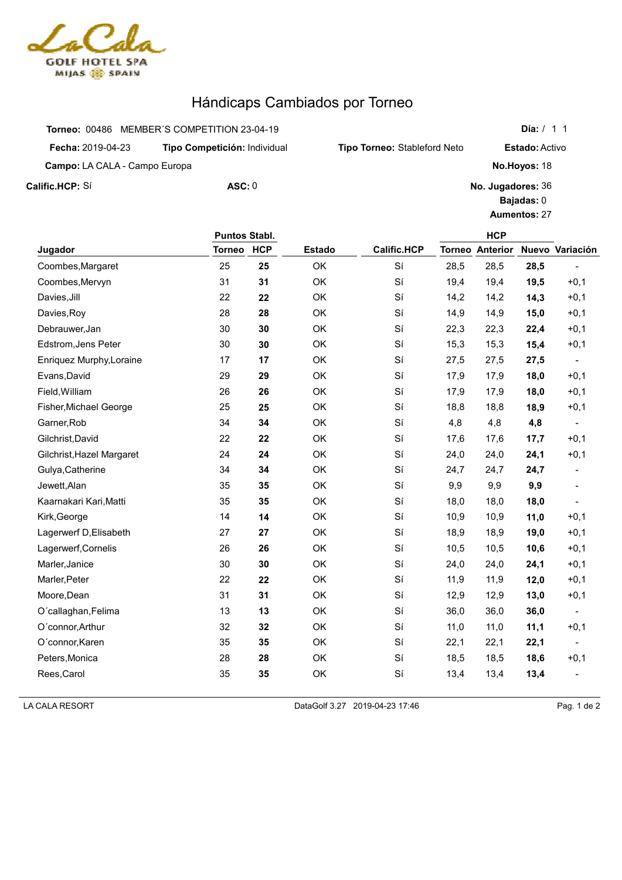# Hándicaps Cambiados por Torneo

**Torneo:** 00486 MEMBER´S COMPETITION 23-04-19 **Día:** / 1 1

**Fecha:** 2019-04-23 **Tipo Competición:** Individual **Tipo Torneo:** Stableford Neto **Estado:** Activo

**Campo:** LA CALA - Campo Europa **No.Hoyos:** 18

**Calific.HCP:** Sí **ASC:** 0 **No. Jugadores:** 36

**Bajadas:** 0

**Aumentos:** 27

| Jugador | Puntos Stabl. | | Estado | Calific.HCP | HCP | | | |
|---|---|---|---|---|---|---|---|---|
| | Torneo | HCP | | | Torneo | Anterior | Nuevo | Variación |
| Coombes,Margaret | 25 | **25** | OK | Sí | 28,5 | 28,5 | **28,5** | - |
| Coombes,Mervyn | 31 | **31** | OK | Sí | 19,4 | 19,4 | **19,5** | +0,1 |
| Davies,Jill | 22 | **22** | OK | Sí | 14,2 | 14,2 | **14,3** | +0,1 |
| Davies,Roy | 28 | **28** | OK | Sí | 14,9 | 14,9 | **15,0** | +0,1 |
| Debrauwer,Jan | 30 | **30** | OK | Sí | 22,3 | 22,3 | **22,4** | +0,1 |
| Edstrom,Jens Peter | 30 | **30** | OK | Sí | 15,3 | 15,3 | **15,4** | +0,1 |
| Enriquez Murphy,Loraine | 17 | **17** | OK | Sí | 27,5 | 27,5 | **27,5** | - |
| Evans,David | 29 | **29** | OK | Sí | 17,9 | 17,9 | **18,0** | +0,1 |
| Field,William | 26 | **26** | OK | Sí | 17,9 | 17,9 | **18,0** | +0,1 |
| Fisher,Michael George | 25 | **25** | OK | Sí | 18,8 | 18,8 | **18,9** | +0,1 |
| Garner,Rob | 34 | **34** | OK | Sí | 4,8 | 4,8 | **4,8** | - |
| Gilchrist,David | 22 | **22** | OK | Sí | 17,6 | 17,6 | **17,7** | +0,1 |
| Gilchrist,Hazel Margaret | 24 | **24** | OK | Sí | 24,0 | 24,0 | **24,1** | +0,1 |
| Gulya,Catherine | 34 | **34** | OK | Sí | 24,7 | 24,7 | **24,7** | - |
| Jewett,Alan | 35 | **35** | OK | Sí | 9,9 | 9,9 | **9,9** | - |
| Kaarnakari Kari,Matti | 35 | **35** | OK | Sí | 18,0 | 18,0 | **18,0** | - |
| Kirk,George | 14 | **14** | OK | Sí | 10,9 | 10,9 | **11,0** | +0,1 |
| Lagerwerf D,Elisabeth | 27 | **27** | OK | Sí | 18,9 | 18,9 | **19,0** | +0,1 |
| Lagerwerf,Cornelis | 26 | **26** | OK | Sí | 10,5 | 10,5 | **10,6** | +0,1 |
| Marler,Janice | 30 | **30** | OK | Sí | 24,0 | 24,0 | **24,1** | +0,1 |
| Marler,Peter | 22 | **22** | OK | Sí | 11,9 | 11,9 | **12,0** | +0,1 |
| Moore,Dean | 31 | **31** | OK | Sí | 12,9 | 12,9 | **13,0** | +0,1 |
| O´callaghan,Felima | 13 | **13** | OK | Sí | 36,0 | 36,0 | **36,0** | - |
| O´connor,Arthur | 32 | **32** | OK | Sí | 11,0 | 11,0 | **11,1** | +0,1 |
| O´connor,Karen | 35 | **35** | OK | Sí | 22,1 | 22,1 | **22,1** | - |
| Peters,Monica | 28 | **28** | OK | Sí | 18,5 | 18,5 | **18,6** | +0,1 |
| Rees,Carol | 35 | **35** | OK | Sí | 13,4 | 13,4 | **13,4** | - |

LA CALA RESORT DataGolf 3.27 2019-04-23 17:46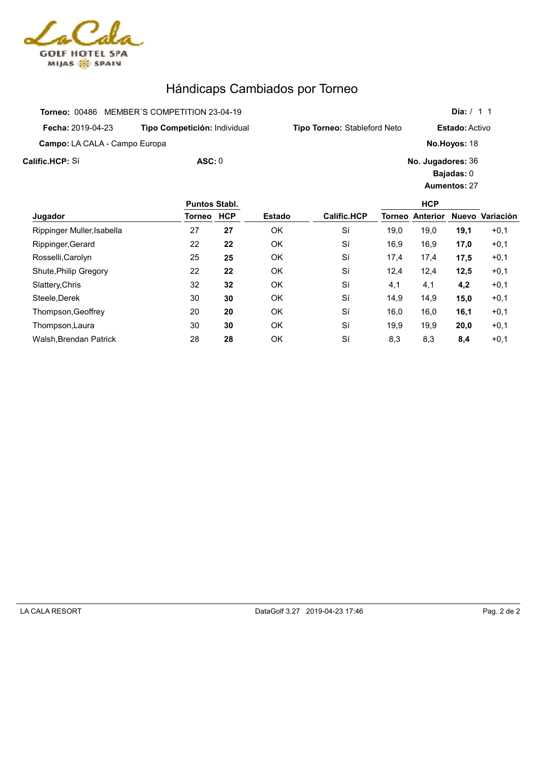# Hándicaps Cambiados por Torneo

**Torneo:** 00486 MEMBER´S COMPETITION 23-04-19 **Día:** / 1 1

**Fecha:** 2019-04-23 **Tipo Competición:** Individual **Tipo Torneo:** Stableford Neto **Estado:** Activo

**Campo:** LA CALA - Campo Europa **No.Hoyos:** 18

**Calific.HCP:** Sí **ASC:** 0 **No. Jugadores:** 36

**Bajadas:** 0

**Aumentos:** 27

| | Puntos Stabl. | | | | HCP | | | |
|---|---|---|---|---|---|---|---|---|
| **Jugador** | **Torneo** | **HCP** | **Estado** | **Calific.HCP** | **Torneo** | **Anterior** | **Nuevo** | **Variación** |
| Rippinger Muller,Isabella | 27 | **27** | OK | Sí | 19,0 | 19,0 | **19,1** | +0,1 |
| Rippinger,Gerard | 22 | **22** | OK | Sí | 16,9 | 16,9 | **17,0** | +0,1 |
| Rosselli,Carolyn | 25 | **25** | OK | Sí | 17,4 | 17,4 | **17,5** | +0,1 |
| Shute,Philip Gregory | 22 | **22** | OK | Sí | 12,4 | 12,4 | **12,5** | +0,1 |
| Slattery,Chris | 32 | **32** | OK | Sí | 4,1 | 4,1 | **4,2** | +0,1 |
| Steele,Derek | 30 | **30** | OK | Sí | 14,9 | 14,9 | **15,0** | +0,1 |
| Thompson,Geoffrey | 20 | **20** | OK | Sí | 16,0 | 16,0 | **16,1** | +0,1 |
| Thompson,Laura | 30 | **30** | OK | Sí | 19,9 | 19,9 | **20,0** | +0,1 |
| Walsh,Brendan Patrick | 28 | **28** | OK | Sí | 8,3 | 8,3 | **8,4** | +0,1 |

LA CALA RESORT DataGolf 3.27 2019-04-23 17:46